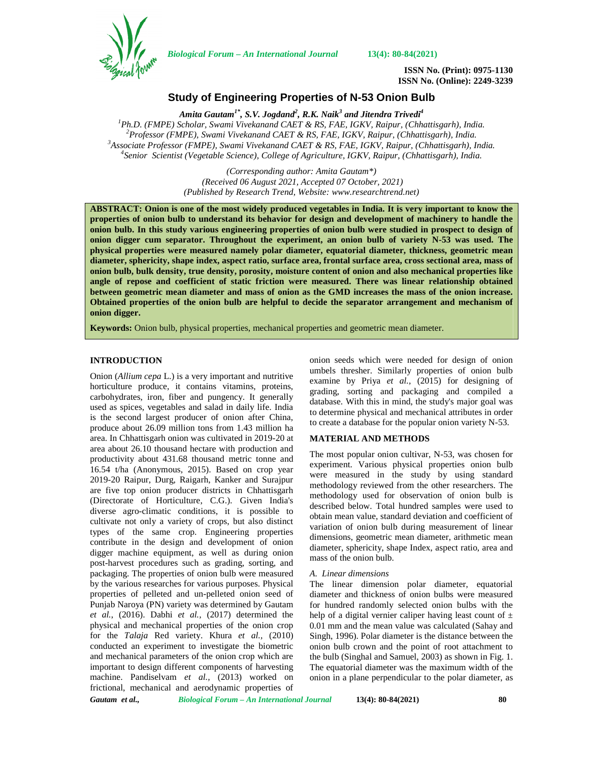# Study of Engineering Properties of N-53 Onion Bulb

*Amita Gautam[1*], S.V. Jogdand[2], R.K. Naik[3] and Jitendra Trivedi[4]*

[1]Ph.D. (FMPE) Scholar, Swami Vivekanand CAET & RS, FAE, IGKV, Raipur, (Chhattisgarh), India.
[2]Professor (FMPE), Swami Vivekanand CAET & RS, FAE, IGKV, Raipur, (Chhattisgarh), India.
[3]Associate Professor (FMPE), Swami Vivekanand CAET & RS, FAE, IGKV, Raipur, (Chhattisgarh), India.
[4]Senior Scientist (Vegetable Science), College of Agriculture, IGKV, Raipur, (Chhattisgarh), India.

*(Corresponding author: Amita Gautam\*)*
*(Received 06 August 2021, Accepted 07 October, 2021)*
*(Published by Research Trend, Website: www.researchtrend.net)*

**ABSTRACT: Onion is one of the most widely produced vegetables in India. It is very important to know the properties of onion bulb to understand its behavior for design and development of machinery to handle the onion bulb. In this study various engineering properties of onion bulb were studied in prospect to design of onion digger cum separator. Throughout the experiment, an onion bulb of variety N-53 was used. The physical properties were measured namely polar diameter, equatorial diameter, thickness, geometric mean diameter, sphericity, shape index, aspect ratio, surface area, frontal surface area, cross sectional area, mass of onion bulb, bulk density, true density, porosity, moisture content of onion and also mechanical properties like angle of repose and coefficient of static friction were measured. There was linear relationship obtained between geometric mean diameter and mass of onion as the GMD increases the mass of the onion increase. Obtained properties of the onion bulb are helpful to decide the separator arrangement and mechanism of onion digger.**

**Keywords:** Onion bulb, physical properties, mechanical properties and geometric mean diameter.

## INTRODUCTION

Onion (*Allium cepa* L.) is a very important and nutritive horticulture produce, it contains vitamins, proteins, carbohydrates, iron, fiber and pungency. It generally used as spices, vegetables and salad in daily life. India is the second largest producer of onion after China, produce about 26.09 million tons from 1.43 million ha area. In Chhattisgarh onion was cultivated in 2019-20 at area about 26.10 thousand hectare with production and productivity about 431.68 thousand metric tonne and 16.54 t/ha (Anonymous, 2015). Based on crop year 2019-20 Raipur, Durg, Raigarh, Kanker and Surajpur are five top onion producer districts in Chhattisgarh (Directorate of Horticulture, C.G.). Given India's diverse agro-climatic conditions, it is possible to cultivate not only a variety of crops, but also distinct types of the same crop. Engineering properties contribute in the design and development of onion digger machine equipment, as well as during onion post-harvest procedures such as grading, sorting, and packaging. The properties of onion bulb were measured by the various researches for various purposes. Physical properties of pelleted and un-pelleted onion seed of Punjab Naroya (PN) variety was determined by Gautam *et al.,* (2016). Dabhi *et al.,* (2017) determined the physical and mechanical properties of the onion crop for the *Talaja* Red variety. Khura *et al.,* (2010) conducted an experiment to investigate the biometric and mechanical parameters of the onion crop which are important to design different components of harvesting machine. Pandiselvam *et al.,* (2013) worked on frictional, mechanical and aerodynamic properties of onion seeds which were needed for design of onion umbels thresher. Similarly properties of onion bulb examine by Priya *et al.,* (2015) for designing of grading, sorting and packaging and compiled a database. With this in mind, the study's major goal was to determine physical and mechanical attributes in order to create a database for the popular onion variety N-53.

## MATERIAL AND METHODS

The most popular onion cultivar, N-53, was chosen for experiment. Various physical properties onion bulb were measured in the study by using standard methodology reviewed from the other researchers. The methodology used for observation of onion bulb is described below. Total hundred samples were used to obtain mean value, standard deviation and coefficient of variation of onion bulb during measurement of linear dimensions, geometric mean diameter, arithmetic mean diameter, sphericity, shape Index, aspect ratio, area and mass of the onion bulb.

### *A. Linear dimensions*

The linear dimension polar diameter, equatorial diameter and thickness of onion bulbs were measured for hundred randomly selected onion bulbs with the help of a digital vernier caliper having least count of ± 0.01 mm and the mean value was calculated (Sahay and Singh, 1996). Polar diameter is the distance between the onion bulb crown and the point of root attachment to the bulb (Singhal and Samuel, 2003) as shown in Fig. 1. The equatorial diameter was the maximum width of the onion in a plane perpendicular to the polar diameter, as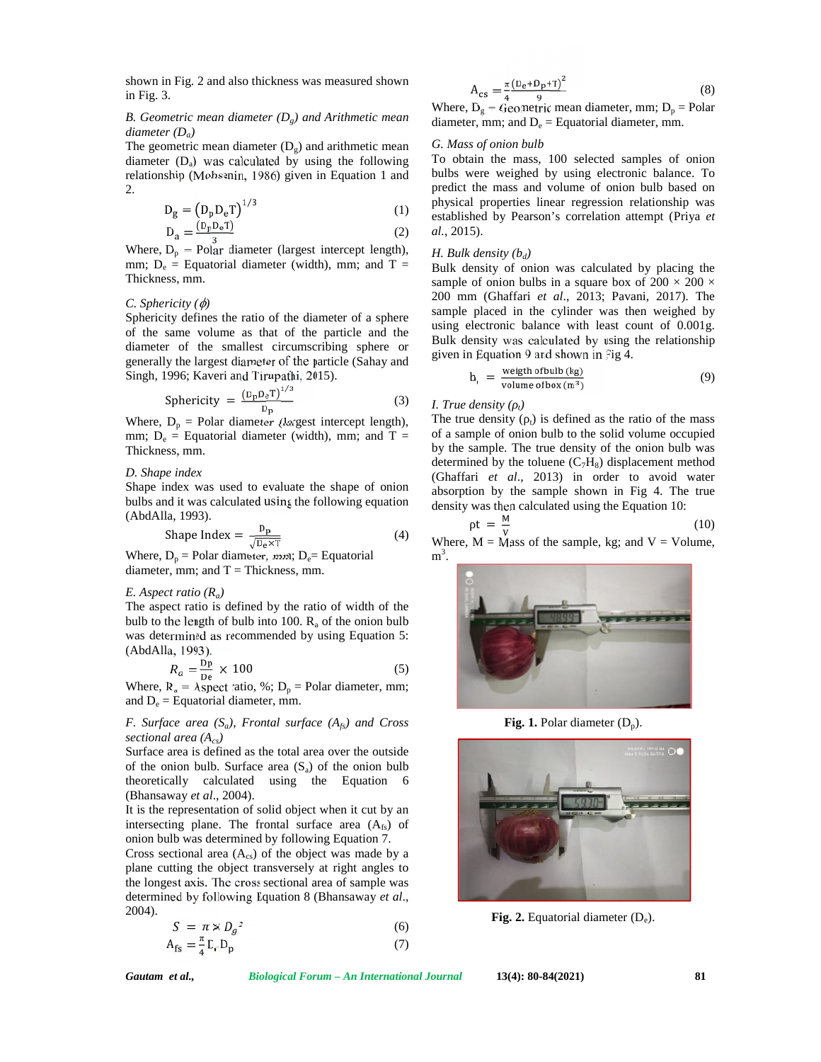shown in Fig. 2 and also thickness was measured shown in Fig. 3.

### B. Geometric mean diameter ($D_g$) and Arithmetic mean diameter ($D_a$)

The geometric mean diameter ($D_g$) and arithmetic mean diameter ($D_a$) was calculated by using the following relationship (Mohsenin, 1986) given in Equation 1 and 2.

$$D_g = \left(D_p D_e T\right)^{1/3} \quad (1)$$

$$D_a = \frac{(D_p D_e T)}{3} \quad (2)$$

Where, $D_p$ = Polar diameter (largest intercept length), mm; $D_e$ = Equatorial diameter (width), mm; and T = Thickness, mm.

### C. Sphericity ($\phi$)

Sphericity defines the ratio of the diameter of a sphere of the same volume as that of the particle and the diameter of the smallest circumscribing sphere or generally the largest diameter of the particle (Sahay and Singh, 1996; Kaveri and Tirupathi, 2015).

$$\text{Sphericity} = \frac{(D_p D_e T)^{1/3}}{D_p} \quad (3)$$

Where, $D_p$ = Polar diameter (largest intercept length), mm; $D_e$ = Equatorial diameter (width), mm; and T = Thickness, mm.

### D. Shape index

Shape index was used to evaluate the shape of onion bulbs and it was calculated using the following equation (AbdAlla, 1993).

$$\text{Shape Index} = \frac{D_p}{\sqrt{D_e \times T}} \quad (4)$$

Where, $D_p$ = Polar diameter, mm; $D_e$= Equatorial diameter, mm; and T = Thickness, mm.

### E. Aspect ratio ($R_a$)

The aspect ratio is defined by the ratio of width of the bulb to the length of bulb into 100. $R_a$ of the onion bulb was determined as recommended by using Equation 5: (AbdAlla, 1993).

$$R_a = \frac{D_p}{D_e} \times 100 \quad (5)$$

Where, $R_a$ = Aspect ratio, %; $D_p$ = Polar diameter, mm; and $D_e$ = Equatorial diameter, mm.

### F. Surface area ($S_a$), Frontal surface ($A_{fs}$) and Cross sectional area ($A_{cs}$)

Surface area is defined as the total area over the outside of the onion bulb. Surface area ($S_a$) of the onion bulb theoretically calculated using the Equation 6 (Bhansaway *et al*., 2004).

It is the representation of solid object when it cut by an intersecting plane. The frontal surface area ($A_{fs}$) of onion bulb was determined by following Equation 7.

Cross sectional area ($A_{cs}$) of the object was made by a plane cutting the object transversely at right angles to the longest axis. The cross sectional area of sample was determined by following Equation 8 (Bhansaway *et al*., 2004).

$$S = \pi \times D_g^{\,2} \quad (6)$$

$$A_{fs} = \frac{\pi}{4} D_e D_p \quad (7)$$

$$A_{cs} = \frac{\pi}{4}\frac{(D_e + D_p + T)^2}{9} \quad (8)$$

Where, $D_g$ = Geometric mean diameter, mm; $D_p$ = Polar diameter, mm; and $D_e$ = Equatorial diameter, mm.

### G. Mass of onion bulb

To obtain the mass, 100 selected samples of onion bulbs were weighed by using electronic balance. To predict the mass and volume of onion bulb based on physical properties linear regression relationship was established by Pearson's correlation attempt (Priya *et al*., 2015).

### H. Bulk density ($b_d$)

Bulk density of onion was calculated by placing the sample of onion bulbs in a square box of 200 × 200 × 200 mm (Ghaffari *et al*., 2013; Pavani, 2017). The sample placed in the cylinder was then weighed by using electronic balance with least count of 0.001g. Bulk density was calculated by using the relationship given in Equation 9 and shown in Fig 4.

$$b_d = \frac{\text{weigth of bulb (kg)}}{\text{volume of box (m}^3\text{)}} \quad (9)$$

### I. True density ($\rho_t$)

The true density ($\rho_t$) is defined as the ratio of the mass of a sample of onion bulb to the solid volume occupied by the sample. The true density of the onion bulb was determined by the toluene ($C_7H_8$) displacement method (Ghaffari *et al*., 2013) in order to avoid water absorption by the sample shown in Fig 4. The true density was then calculated using the Equation 10:

$$\rho t = \frac{M}{V} \quad (10)$$

Where, M = Mass of the sample, kg; and V = Volume, $m^3$.

**Fig. 1.** Polar diameter ($D_p$).

**Fig. 2.** Equatorial diameter ($D_e$).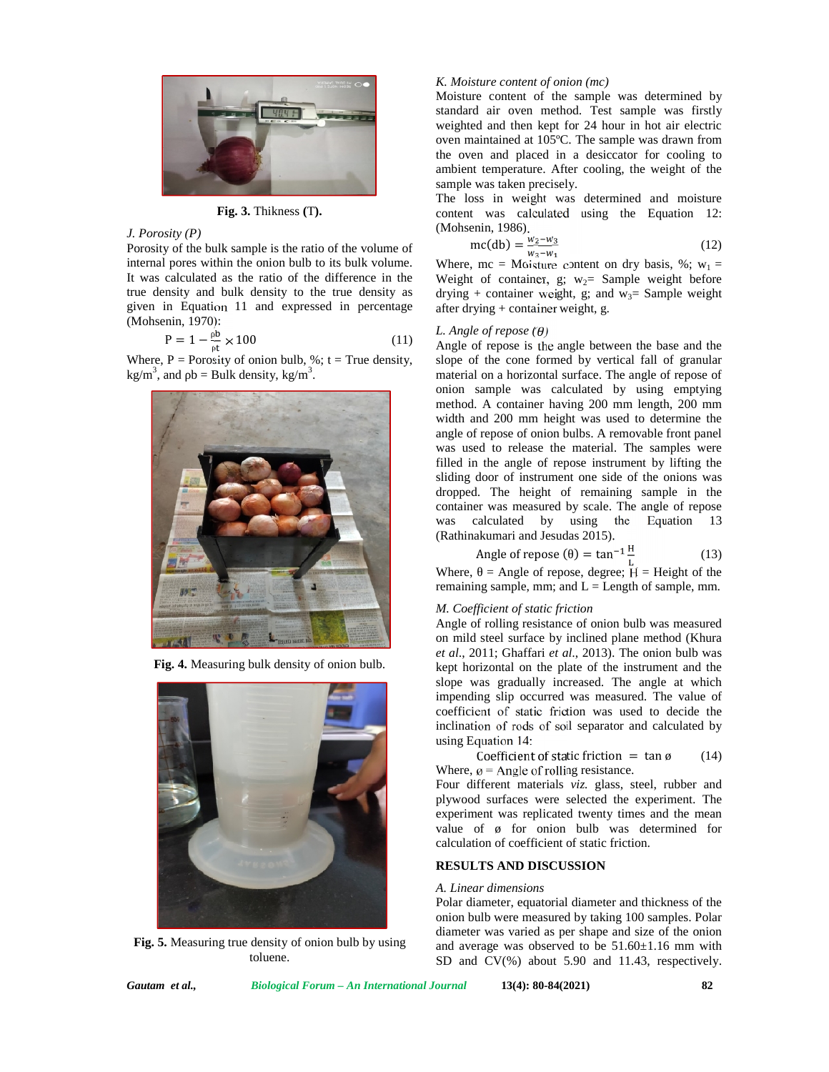Fig. 3. Thikness (T).

*J. Porosity (P)*

Porosity of the bulk sample is the ratio of the volume of internal pores within the onion bulb to its bulk volume. It was calculated as the ratio of the difference in the true density and bulk density to the true density as given in Equation 11 and expressed in percentage (Mohsenin, 1970):

$$P = 1 - \frac{\rho b}{\rho t} \times 100 \quad (11)$$

Where, P = Porosity of onion bulb, %; t = True density, $kg/m^3$, and ρb = Bulk density, $kg/m^3$.

**Fig. 4.** Measuring bulk density of onion bulb.

**Fig. 5.** Measuring true density of onion bulb by using toluene.

*K. Moisture content of onion (mc)*

Moisture content of the sample was determined by standard air oven method. Test sample was firstly weighted and then kept for 24 hour in hot air electric oven maintained at 105ºC. The sample was drawn from the oven and placed in a desiccator for cooling to ambient temperature. After cooling, the weight of the sample was taken precisely.

The loss in weight was determined and moisture content was calculated using the Equation 12: (Mohsenin, 1986).

$$mc(db) = \frac{w_2 - w_3}{w_3 - w_1} \quad (12)$$

Where, mc = Moisture content on dry basis, %; $w_1$ = Weight of container, g; $w_2$= Sample weight before drying + container weight, g; and $w_3$= Sample weight after drying + container weight, g.

*L. Angle of repose ($\theta$)*

Angle of repose is the angle between the base and the slope of the cone formed by vertical fall of granular material on a horizontal surface. The angle of repose of onion sample was calculated by using emptying method. A container having 200 mm length, 200 mm width and 200 mm height was used to determine the angle of repose of onion bulbs. A removable front panel was used to release the material. The samples were filled in the angle of repose instrument by lifting the sliding door of instrument one side of the onions was dropped. The height of remaining sample in the container was measured by scale. The angle of repose was calculated by using the Equation 13 (Rathinakumari and Jesudas 2015).

$$\text{Angle of repose } (\theta) = \tan^{-1}\frac{H}{L} \quad (13)$$

Where, θ = Angle of repose, degree; H = Height of the remaining sample, mm; and L = Length of sample, mm.

*M. Coefficient of static friction*

Angle of rolling resistance of onion bulb was measured on mild steel surface by inclined plane method (Khura *et al*., 2011; Ghaffari *et al*., 2013). The onion bulb was kept horizontal on the plate of the instrument and the slope was gradually increased. The angle at which impending slip occurred was measured. The value of coefficient of static friction was used to decide the inclination of rods of soil separator and calculated by using Equation 14:

$$\text{Coefficient of static friction} = \tan ø \quad (14)$$

Where, ø = Angle of rolling resistance.

Four different materials *viz.* glass, steel, rubber and plywood surfaces were selected the experiment. The experiment was replicated twenty times and the mean value of ø for onion bulb was determined for calculation of coefficient of static friction.

## RESULTS AND DISCUSSION

*A. Linear dimensions*

Polar diameter, equatorial diameter and thickness of the onion bulb were measured by taking 100 samples. Polar diameter was varied as per shape and size of the onion and average was observed to be 51.60±1.16 mm with SD and CV(%) about 5.90 and 11.43, respectively.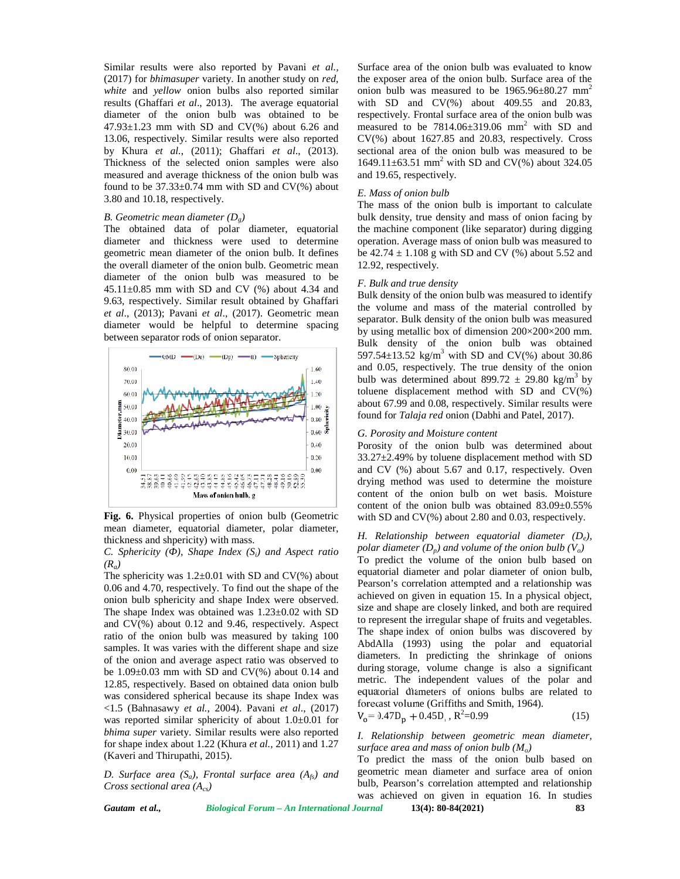Similar results were also reported by Pavani *et al.,* (2017) for *bhimasuper* variety. In another study on *red, white* and *yellow* onion bulbs also reported similar results (Ghaffari *et al*., 2013). The average equatorial diameter of the onion bulb was obtained to be 47.93±1.23 mm with SD and CV(%) about 6.26 and 13.06, respectively. Similar results were also reported by Khura *et al.*, (2011); Ghaffari *et al*., (2013). Thickness of the selected onion samples were also measured and average thickness of the onion bulb was found to be 37.33±0.74 mm with SD and CV(%) about 3.80 and 10.18, respectively.

### *B. Geometric mean diameter ($D_g$)*

The obtained data of polar diameter, equatorial diameter and thickness were used to determine geometric mean diameter of the onion bulb. It defines the overall diameter of the onion bulb. Geometric mean diameter of the onion bulb was measured to be 45.11±0.85 mm with SD and CV (%) about 4.34 and 9.63, respectively. Similar result obtained by Ghaffari *et al*., (2013); Pavani *et al*., (2017). Geometric mean diameter would be helpful to determine spacing between separator rods of onion separator.

**Fig. 6.** Physical properties of onion bulb (Geometric mean diameter, equatorial diameter, polar diameter, thickness and shpericity) with mass.

### *C. Sphericity (Φ), Shape Index ($S_i$) and Aspect ratio ($R_a$)*

The sphericity was 1.2±0.01 with SD and CV(%) about 0.06 and 4.70, respectively. To find out the shape of the onion bulb sphericity and shape Index were observed. The shape Index was obtained was 1.23±0.02 with SD and CV(%) about 0.12 and 9.46, respectively. Aspect ratio of the onion bulb was measured by taking 100 samples. It was varies with the different shape and size of the onion and average aspect ratio was observed to be 1.09±0.03 mm with SD and CV(%) about 0.14 and 12.85, respectively. Based on obtained data onion bulb was considered spherical because its shape Index was <1.5 (Bahnasawy *et al.*, 2004). Pavani *et al*., (2017) was reported similar sphericity of about 1.0±0.01 for *bhima super* variety. Similar results were also reported for shape index about 1.22 (Khura *et al.*, 2011) and 1.27 (Kaveri and Thirupathi, 2015).

### *D. Surface area ($S_a$), Frontal surface area ($A_{fs}$) and Cross sectional area ($A_{cs}$)*

Surface area of the onion bulb was evaluated to know the exposer area of the onion bulb. Surface area of the onion bulb was measured to be 1965.96±80.27 mm$^2$ with SD and CV(%) about 409.55 and 20.83, respectively. Frontal surface area of the onion bulb was measured to be 7814.06±319.06 mm$^2$ with SD and CV(%) about 1627.85 and 20.83, respectively. Cross sectional area of the onion bulb was measured to be 1649.11±63.51 mm$^2$ with SD and CV(%) about 324.05 and 19.65, respectively.

### *E. Mass of onion bulb*

The mass of the onion bulb is important to calculate bulk density, true density and mass of onion facing by the machine component (like separator) during digging operation. Average mass of onion bulb was measured to be 42.74 ± 1.108 g with SD and CV (%) about 5.52 and 12.92, respectively.

### *F. Bulk and true density*

Bulk density of the onion bulb was measured to identify the volume and mass of the material controlled by separator. Bulk density of the onion bulb was measured by using metallic box of dimension 200×200×200 mm. Bulk density of the onion bulb was obtained 597.54±13.52 kg/m$^3$ with SD and CV(%) about 30.86 and 0.05, respectively. The true density of the onion bulb was determined about 899.72 ± 29.80 kg/m$^3$ by toluene displacement method with SD and CV(%) about 67.99 and 0.08, respectively. Similar results were found for *Talaja red* onion (Dabhi and Patel, 2017).

### *G. Porosity and Moisture content*

Porosity of the onion bulb was determined about 33.27±2.49% by toluene displacement method with SD and CV (%) about 5.67 and 0.17, respectively. Oven drying method was used to determine the moisture content of the onion bulb on wet basis. Moisture content of the onion bulb was obtained 83.09±0.55% with SD and CV(%) about 2.80 and 0.03, respectively.

### *H. Relationship between equatorial diameter ($D_e$), polar diameter ($D_p$) and volume of the onion bulb ($V_o$)*

To predict the volume of the onion bulb based on equatorial diameter and polar diameter of onion bulb, Pearson's correlation attempted and a relationship was achieved on given in equation 15. In a physical object, size and shape are closely linked, and both are required to represent the irregular shape of fruits and vegetables. The shape index of onion bulbs was discovered by AbdAlla (1993) using the polar and equatorial diameters. In predicting the shrinkage of onions during storage, volume change is also a significant metric. The independent values of the polar and equatorial diameters of onions bulbs are related to forecast volume (Griffiths and Smith, 1964).

$$V_o = 0.47D_p + 0.45D_e,\ R^2=0.99 \quad (15)$$

### *I. Relationship between geometric mean diameter, surface area and mass of onion bulb ($M_o$)*

To predict the mass of the onion bulb based on geometric mean diameter and surface area of onion bulb, Pearson's correlation attempted and relationship was achieved on given in equation 16. In studies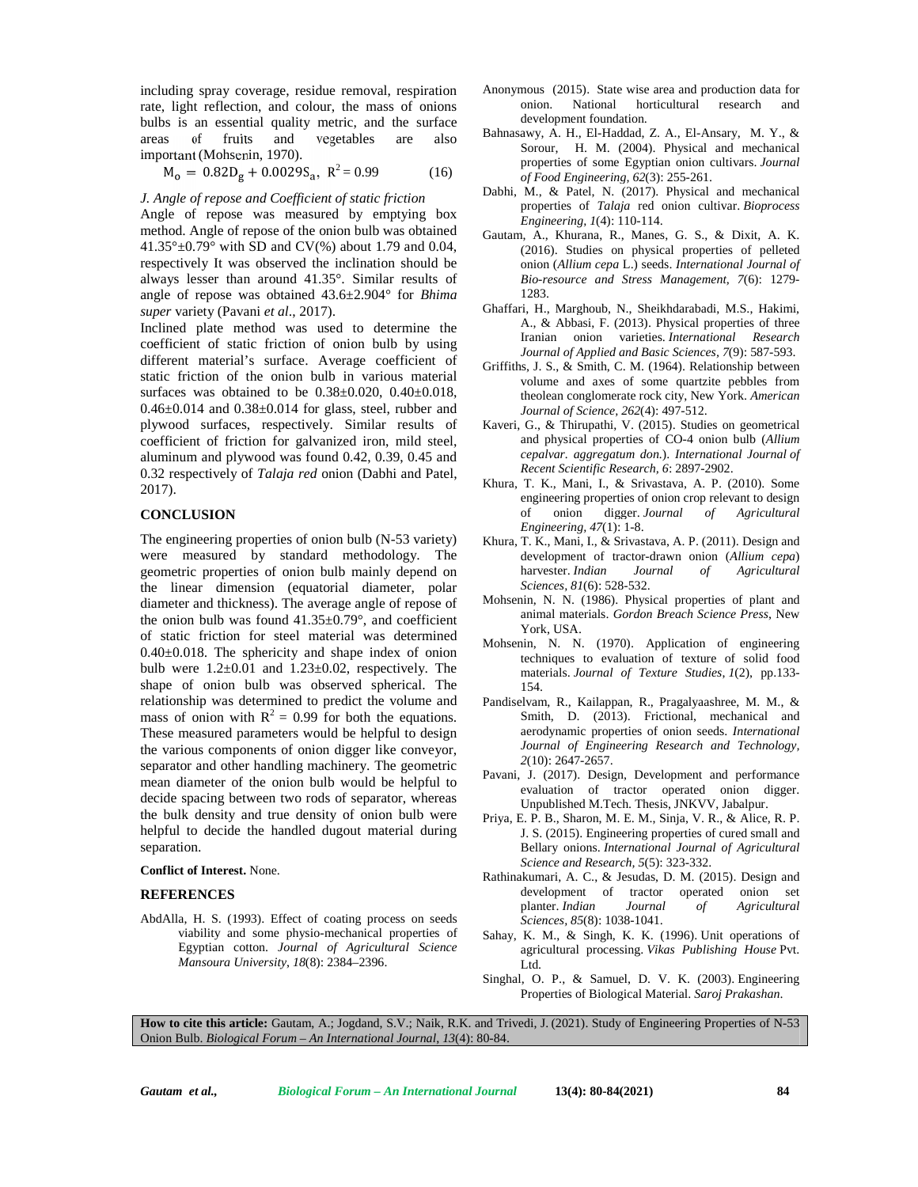including spray coverage, residue removal, respiration rate, light reflection, and colour, the mass of onions bulbs is an essential quality metric, and the surface areas of fruits and vegetables are also important (Mohsenin, 1970).

$$M_o = 0.82D_g + 0.0029S_a, \ R^2 = 0.99 \quad (16)$$

*J. Angle of repose and Coefficient of static friction*

Angle of repose was measured by emptying box method. Angle of repose of the onion bulb was obtained 41.35°±0.79° with SD and CV(%) about 1.79 and 0.04, respectively It was observed the inclination should be always lesser than around 41.35°. Similar results of angle of repose was obtained 43.6±2.904° for *Bhima super* variety (Pavani *et al*., 2017).

Inclined plate method was used to determine the coefficient of static friction of onion bulb by using different material's surface. Average coefficient of static friction of the onion bulb in various material surfaces was obtained to be 0.38±0.020, 0.40±0.018, 0.46±0.014 and 0.38±0.014 for glass, steel, rubber and plywood surfaces, respectively. Similar results of coefficient of friction for galvanized iron, mild steel, aluminum and plywood was found 0.42, 0.39, 0.45 and 0.32 respectively of *Talaja red* onion (Dabhi and Patel, 2017).

## CONCLUSION

The engineering properties of onion bulb (N-53 variety) were measured by standard methodology. The geometric properties of onion bulb mainly depend on the linear dimension (equatorial diameter, polar diameter and thickness). The average angle of repose of the onion bulb was found 41.35±0.79°, and coefficient of static friction for steel material was determined 0.40±0.018. The sphericity and shape index of onion bulb were 1.2±0.01 and 1.23±0.02, respectively. The shape of onion bulb was observed spherical. The relationship was determined to predict the volume and mass of onion with $R^2 = 0.99$ for both the equations. These measured parameters would be helpful to design the various components of onion digger like conveyor, separator and other handling machinery. The geometric mean diameter of the onion bulb would be helpful to decide spacing between two rods of separator, whereas the bulk density and true density of onion bulb were helpful to decide the handled dugout material during separation.

**Conflict of Interest.** None.

## REFERENCES

AbdAlla, H. S. (1993). Effect of coating process on seeds viability and some physio-mechanical properties of Egyptian cotton. *Journal of Agricultural Science Mansoura University*, *18*(8): 2384–2396.

Anonymous (2015). State wise area and production data for onion. National horticultural research and development foundation.

Bahnasawy, A. H., El-Haddad, Z. A., El-Ansary, M. Y., & Sorour, H. M. (2004). Physical and mechanical properties of some Egyptian onion cultivars. *Journal of Food Engineering, 62*(3): 255-261.

Dabhi, M., & Patel, N. (2017). Physical and mechanical properties of *Talaja* red onion cultivar. *Bioprocess Engineering, 1*(4): 110-114.

Gautam, A., Khurana, R., Manes, G. S., & Dixit, A. K. (2016). Studies on physical properties of pelleted onion (*Allium cepa* L.) seeds. *International Journal of Bio-resource and Stress Management, 7*(6): 1279-1283.

Ghaffari, H., Marghoub, N., Sheikhdarabadi, M.S., Hakimi, A., & Abbasi, F. (2013). Physical properties of three Iranian onion varieties. *International Research Journal of Applied and Basic Sciences, 7*(9): 587-593.

Griffiths, J. S., & Smith, C. M. (1964). Relationship between volume and axes of some quartzite pebbles from theolean conglomerate rock city, New York. *American Journal of Science, 262*(4): 497-512.

Kaveri, G., & Thirupathi, V. (2015). Studies on geometrical and physical properties of CO-4 onion bulb (*Allium cepalvar. aggregatum don.*). *International Journal of Recent Scientific Research, 6*: 2897-2902.

Khura, T. K., Mani, I., & Srivastava, A. P. (2010). Some engineering properties of onion crop relevant to design of onion digger. *Journal of Agricultural Engineering, 47*(1): 1-8.

Khura, T. K., Mani, I., & Srivastava, A. P. (2011). Design and development of tractor-drawn onion (*Allium cepa*) harvester. *Indian Journal of Agricultural Sciences, 81*(6): 528-532.

Mohsenin, N. N. (1986). Physical properties of plant and animal materials. *Gordon Breach Science Press*, New York, USA.

Mohsenin, N. N. (1970). Application of engineering techniques to evaluation of texture of solid food materials. *Journal of Texture Studies, 1*(2), pp.133-154.

Pandiselvam, R., Kailappan, R., Pragalyaashree, M. M., & Smith, D. (2013). Frictional, mechanical and aerodynamic properties of onion seeds. *International Journal of Engineering Research and Technology, 2*(10): 2647-2657.

Pavani, J. (2017). Design, Development and performance evaluation of tractor operated onion digger. Unpublished M.Tech. Thesis, JNKVV, Jabalpur.

Priya, E. P. B., Sharon, M. E. M., Sinja, V. R., & Alice, R. P. J. S. (2015). Engineering properties of cured small and Bellary onions. *International Journal of Agricultural Science and Research, 5*(5): 323-332.

Rathinakumari, A. C., & Jesudas, D. M. (2015). Design and development of tractor operated onion set planter. *Indian Journal of Agricultural Sciences, 85*(8): 1038-1041.

Sahay, K. M., & Singh, K. K. (1996). Unit operations of agricultural processing. *Vikas Publishing House* Pvt. Ltd.

Singhal, O. P., & Samuel, D. V. K. (2003). Engineering Properties of Biological Material. *Saroj Prakashan*.

**How to cite this article:** Gautam, A.; Jogdand, S.V.; Naik, R.K. and Trivedi, J. (2021). Study of Engineering Properties of N-53 Onion Bulb. *Biological Forum – An International Journal, 13*(4): 80-84.